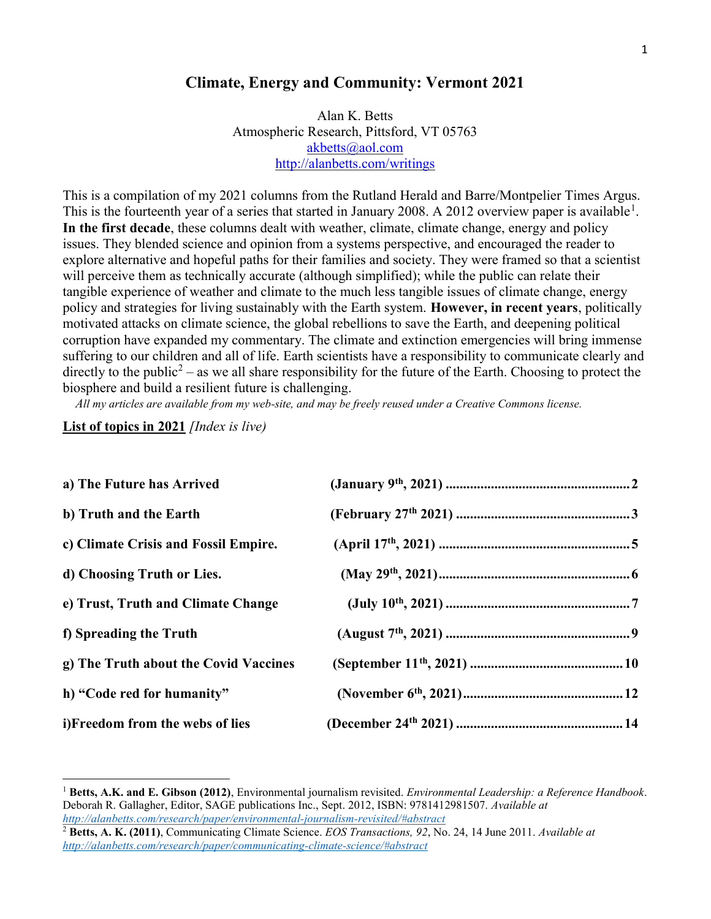# Climate, Energy and Community: Vermont 2021

Alan K. Betts
Atmospheric Research, Pittsford, VT 05763
akbetts@aol.com
http://alanbetts.com/writings

This is a compilation of my 2021 columns from the Rutland Herald and Barre/Montpelier Times Argus. This is the fourteenth year of a series that started in January 2008. A 2012 overview paper is available[1]. **In the first decade**, these columns dealt with weather, climate, climate change, energy and policy issues. They blended science and opinion from a systems perspective, and encouraged the reader to explore alternative and hopeful paths for their families and society. They were framed so that a scientist will perceive them as technically accurate (although simplified); while the public can relate their tangible experience of weather and climate to the much less tangible issues of climate change, energy policy and strategies for living sustainably with the Earth system. **However, in recent years**, politically motivated attacks on climate science, the global rebellions to save the Earth, and deepening political corruption have expanded my commentary. The climate and extinction emergencies will bring immense suffering to our children and all of life. Earth scientists have a responsibility to communicate clearly and directly to the public[2] – as we all share responsibility for the future of the Earth. Choosing to protect the biosphere and build a resilient future is challenging.

*All my articles are available from my web-site, and may be freely reused under a Creative Commons license.*

**List of topics in 2021** *[Index is live)*

| | | |
|---|---|---|
| **a) The Future has Arrived** | **(January 9th, 2021)** | **2** |
| **b) Truth and the Earth** | **(February 27th 2021)** | **3** |
| **c) Climate Crisis and Fossil Empire.** | **(April 17th, 2021)** | **5** |
| **d) Choosing Truth or Lies.** | **(May 29th, 2021)** | **6** |
| **e) Trust, Truth and Climate Change** | **(July 10th, 2021)** | **7** |
| **f) Spreading the Truth** | **(August 7th, 2021)** | **9** |
| **g) The Truth about the Covid Vaccines** | **(September 11th, 2021)** | **10** |
| **h) "Code red for humanity"** | **(November 6th, 2021)** | **12** |
| **i)Freedom from the webs of lies** | **(December 24th 2021)** | **14** |

---

[1] **Betts, A.K. and E. Gibson (2012)**, Environmental journalism revisited. *Environmental Leadership: a Reference Handbook*. Deborah R. Gallagher, Editor, SAGE publications Inc., Sept. 2012, ISBN: 9781412981507. *Available at http://alanbetts.com/research/paper/environmental-journalism-revisited/#abstract*

[2] **Betts, A. K. (2011)**, Communicating Climate Science. *EOS Transactions, 92*, No. 24, 14 June 2011. *Available at http://alanbetts.com/research/paper/communicating-climate-science/#abstract*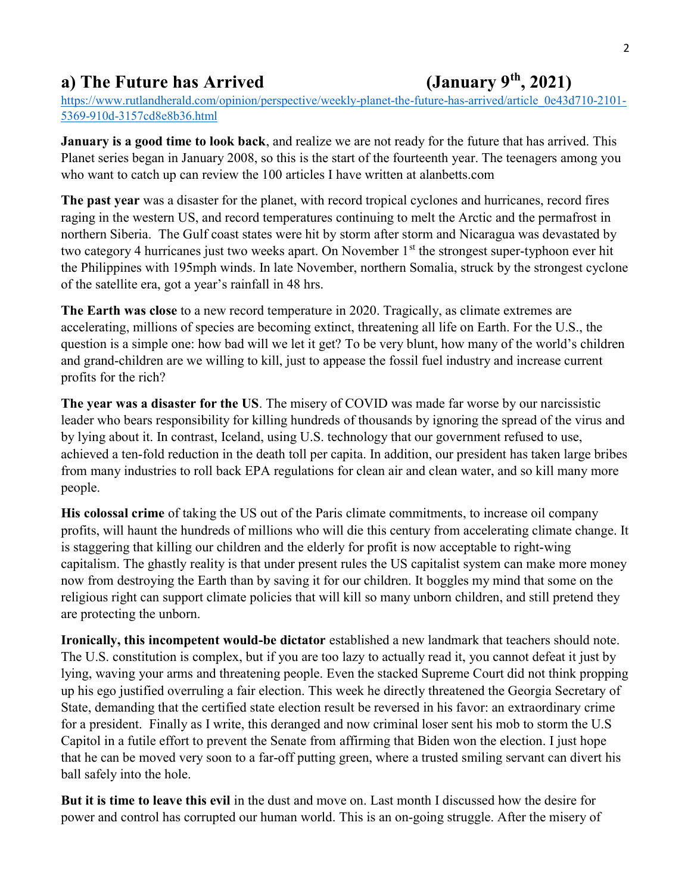## a) The Future has Arrived (January 9th, 2021)

https://www.rutlandherald.com/opinion/perspective/weekly-planet-the-future-has-arrived/article_0e43d710-2101-5369-910d-3157cd8e8b36.html

**January is a good time to look back**, and realize we are not ready for the future that has arrived. This Planet series began in January 2008, so this is the start of the fourteenth year. The teenagers among you who want to catch up can review the 100 articles I have written at alanbetts.com

**The past year** was a disaster for the planet, with record tropical cyclones and hurricanes, record fires raging in the western US, and record temperatures continuing to melt the Arctic and the permafrost in northern Siberia. The Gulf coast states were hit by storm after storm and Nicaragua was devastated by two category 4 hurricanes just two weeks apart. On November 1st the strongest super-typhoon ever hit the Philippines with 195mph winds. In late November, northern Somalia, struck by the strongest cyclone of the satellite era, got a year's rainfall in 48 hrs.

**The Earth was close** to a new record temperature in 2020. Tragically, as climate extremes are accelerating, millions of species are becoming extinct, threatening all life on Earth. For the U.S., the question is a simple one: how bad will we let it get? To be very blunt, how many of the world's children and grand-children are we willing to kill, just to appease the fossil fuel industry and increase current profits for the rich?

**The year was a disaster for the US**. The misery of COVID was made far worse by our narcissistic leader who bears responsibility for killing hundreds of thousands by ignoring the spread of the virus and by lying about it. In contrast, Iceland, using U.S. technology that our government refused to use, achieved a ten-fold reduction in the death toll per capita. In addition, our president has taken large bribes from many industries to roll back EPA regulations for clean air and clean water, and so kill many more people.

**His colossal crime** of taking the US out of the Paris climate commitments, to increase oil company profits, will haunt the hundreds of millions who will die this century from accelerating climate change. It is staggering that killing our children and the elderly for profit is now acceptable to right-wing capitalism. The ghastly reality is that under present rules the US capitalist system can make more money now from destroying the Earth than by saving it for our children. It boggles my mind that some on the religious right can support climate policies that will kill so many unborn children, and still pretend they are protecting the unborn.

**Ironically, this incompetent would-be dictator** established a new landmark that teachers should note. The U.S. constitution is complex, but if you are too lazy to actually read it, you cannot defeat it just by lying, waving your arms and threatening people. Even the stacked Supreme Court did not think propping up his ego justified overruling a fair election. This week he directly threatened the Georgia Secretary of State, demanding that the certified state election result be reversed in his favor: an extraordinary crime for a president. Finally as I write, this deranged and now criminal loser sent his mob to storm the U.S Capitol in a futile effort to prevent the Senate from affirming that Biden won the election. I just hope that he can be moved very soon to a far-off putting green, where a trusted smiling servant can divert his ball safely into the hole.

**But it is time to leave this evil** in the dust and move on. Last month I discussed how the desire for power and control has corrupted our human world. This is an on-going struggle. After the misery of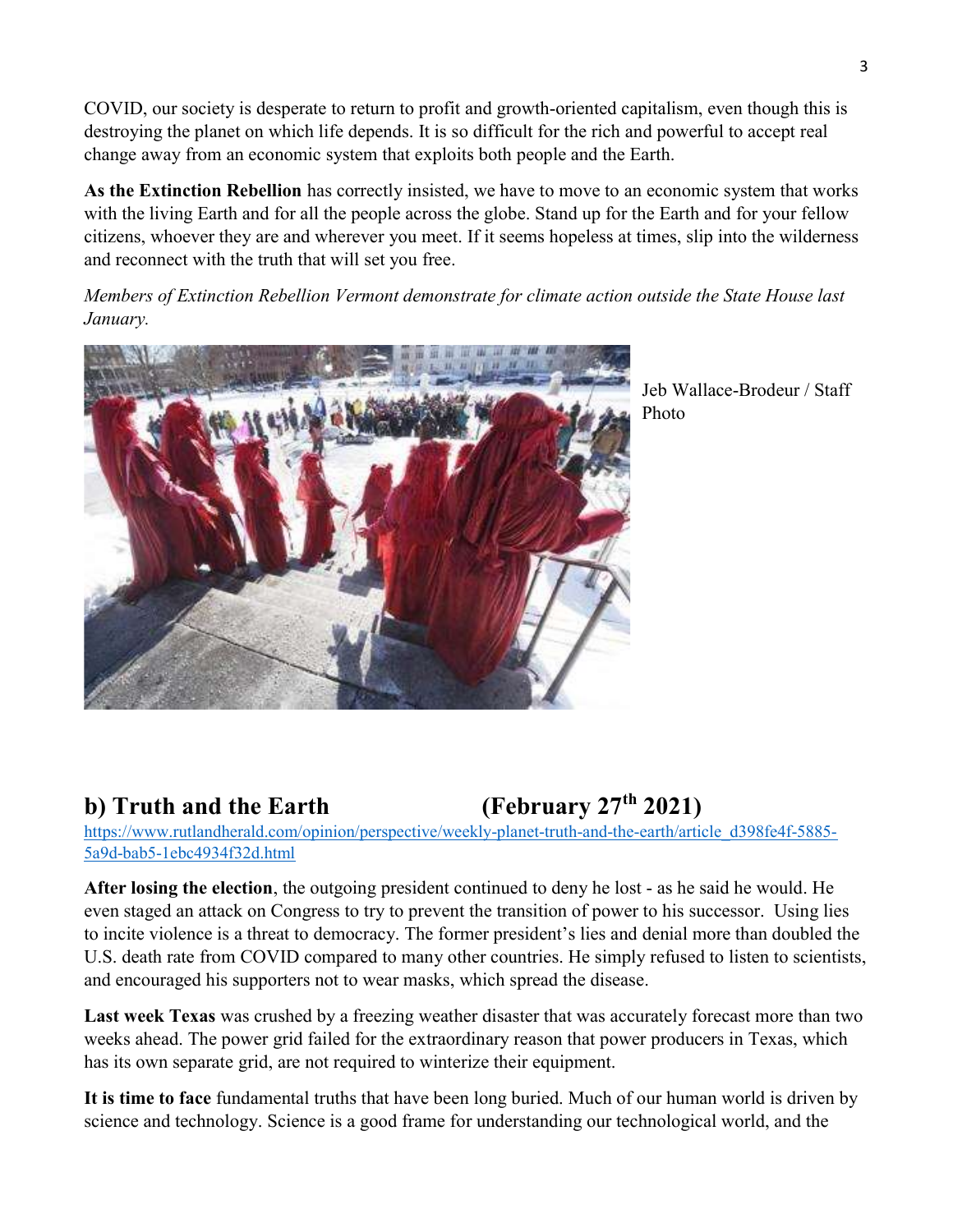COVID, our society is desperate to return to profit and growth-oriented capitalism, even though this is destroying the planet on which life depends. It is so difficult for the rich and powerful to accept real change away from an economic system that exploits both people and the Earth.

**As the Extinction Rebellion** has correctly insisted, we have to move to an economic system that works with the living Earth and for all the people across the globe. Stand up for the Earth and for your fellow citizens, whoever they are and wherever you meet. If it seems hopeless at times, slip into the wilderness and reconnect with the truth that will set you free.

*Members of Extinction Rebellion Vermont demonstrate for climate action outside the State House last January.*

Jeb Wallace-Brodeur / Staff Photo

## b) Truth and the Earth (February 27th 2021)

https://www.rutlandherald.com/opinion/perspective/weekly-planet-truth-and-the-earth/article_d398fe4f-5885-5a9d-bab5-1ebc4934f32d.html

**After losing the election**, the outgoing president continued to deny he lost - as he said he would. He even staged an attack on Congress to try to prevent the transition of power to his successor. Using lies to incite violence is a threat to democracy. The former president's lies and denial more than doubled the U.S. death rate from COVID compared to many other countries. He simply refused to listen to scientists, and encouraged his supporters not to wear masks, which spread the disease.

**Last week Texas** was crushed by a freezing weather disaster that was accurately forecast more than two weeks ahead. The power grid failed for the extraordinary reason that power producers in Texas, which has its own separate grid, are not required to winterize their equipment.

**It is time to face** fundamental truths that have been long buried. Much of our human world is driven by science and technology. Science is a good frame for understanding our technological world, and the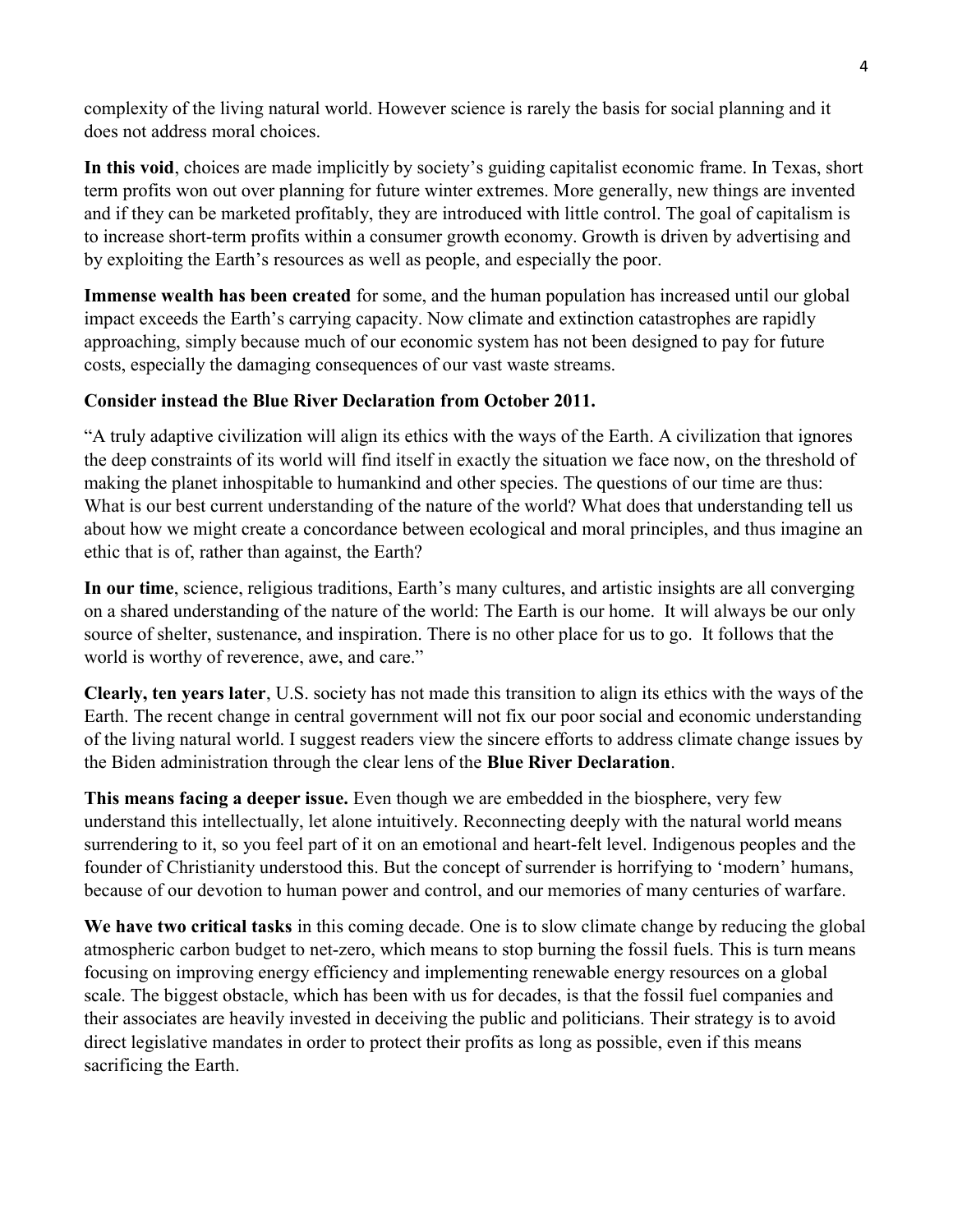complexity of the living natural world. However science is rarely the basis for social planning and it does not address moral choices.

**In this void**, choices are made implicitly by society's guiding capitalist economic frame. In Texas, short term profits won out over planning for future winter extremes. More generally, new things are invented and if they can be marketed profitably, they are introduced with little control. The goal of capitalism is to increase short-term profits within a consumer growth economy. Growth is driven by advertising and by exploiting the Earth's resources as well as people, and especially the poor.

**Immense wealth has been created** for some, and the human population has increased until our global impact exceeds the Earth's carrying capacity. Now climate and extinction catastrophes are rapidly approaching, simply because much of our economic system has not been designed to pay for future costs, especially the damaging consequences of our vast waste streams.

**Consider instead the Blue River Declaration from October 2011.**

"A truly adaptive civilization will align its ethics with the ways of the Earth. A civilization that ignores the deep constraints of its world will find itself in exactly the situation we face now, on the threshold of making the planet inhospitable to humankind and other species. The questions of our time are thus: What is our best current understanding of the nature of the world? What does that understanding tell us about how we might create a concordance between ecological and moral principles, and thus imagine an ethic that is of, rather than against, the Earth?

**In our time**, science, religious traditions, Earth's many cultures, and artistic insights are all converging on a shared understanding of the nature of the world: The Earth is our home. It will always be our only source of shelter, sustenance, and inspiration. There is no other place for us to go. It follows that the world is worthy of reverence, awe, and care."

**Clearly, ten years later**, U.S. society has not made this transition to align its ethics with the ways of the Earth. The recent change in central government will not fix our poor social and economic understanding of the living natural world. I suggest readers view the sincere efforts to address climate change issues by the Biden administration through the clear lens of the **Blue River Declaration**.

**This means facing a deeper issue.** Even though we are embedded in the biosphere, very few understand this intellectually, let alone intuitively. Reconnecting deeply with the natural world means surrendering to it, so you feel part of it on an emotional and heart-felt level. Indigenous peoples and the founder of Christianity understood this. But the concept of surrender is horrifying to 'modern' humans, because of our devotion to human power and control, and our memories of many centuries of warfare.

**We have two critical tasks** in this coming decade. One is to slow climate change by reducing the global atmospheric carbon budget to net-zero, which means to stop burning the fossil fuels. This is turn means focusing on improving energy efficiency and implementing renewable energy resources on a global scale. The biggest obstacle, which has been with us for decades, is that the fossil fuel companies and their associates are heavily invested in deceiving the public and politicians. Their strategy is to avoid direct legislative mandates in order to protect their profits as long as possible, even if this means sacrificing the Earth.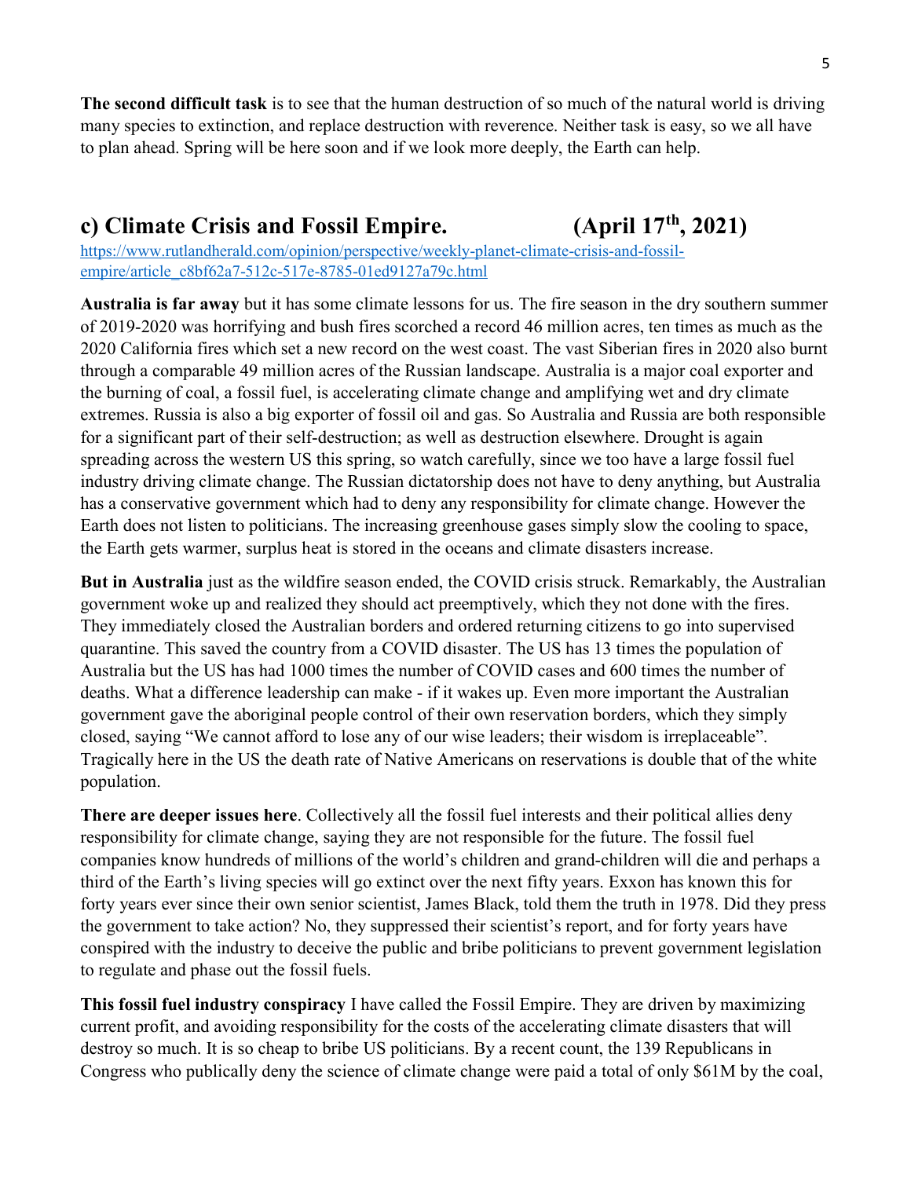**The second difficult task** is to see that the human destruction of so much of the natural world is driving many species to extinction, and replace destruction with reverence. Neither task is easy, so we all have to plan ahead. Spring will be here soon and if we look more deeply, the Earth can help.

## c) Climate Crisis and Fossil Empire. (April 17th, 2021)

https://www.rutlandherald.com/opinion/perspective/weekly-planet-climate-crisis-and-fossil-empire/article_c8bf62a7-512c-517e-8785-01ed9127a79c.html

**Australia is far away** but it has some climate lessons for us. The fire season in the dry southern summer of 2019-2020 was horrifying and bush fires scorched a record 46 million acres, ten times as much as the 2020 California fires which set a new record on the west coast. The vast Siberian fires in 2020 also burnt through a comparable 49 million acres of the Russian landscape. Australia is a major coal exporter and the burning of coal, a fossil fuel, is accelerating climate change and amplifying wet and dry climate extremes. Russia is also a big exporter of fossil oil and gas. So Australia and Russia are both responsible for a significant part of their self-destruction; as well as destruction elsewhere. Drought is again spreading across the western US this spring, so watch carefully, since we too have a large fossil fuel industry driving climate change. The Russian dictatorship does not have to deny anything, but Australia has a conservative government which had to deny any responsibility for climate change. However the Earth does not listen to politicians. The increasing greenhouse gases simply slow the cooling to space, the Earth gets warmer, surplus heat is stored in the oceans and climate disasters increase.

**But in Australia** just as the wildfire season ended, the COVID crisis struck. Remarkably, the Australian government woke up and realized they should act preemptively, which they not done with the fires. They immediately closed the Australian borders and ordered returning citizens to go into supervised quarantine. This saved the country from a COVID disaster. The US has 13 times the population of Australia but the US has had 1000 times the number of COVID cases and 600 times the number of deaths. What a difference leadership can make - if it wakes up. Even more important the Australian government gave the aboriginal people control of their own reservation borders, which they simply closed, saying "We cannot afford to lose any of our wise leaders; their wisdom is irreplaceable". Tragically here in the US the death rate of Native Americans on reservations is double that of the white population.

**There are deeper issues here**. Collectively all the fossil fuel interests and their political allies deny responsibility for climate change, saying they are not responsible for the future. The fossil fuel companies know hundreds of millions of the world's children and grand-children will die and perhaps a third of the Earth's living species will go extinct over the next fifty years. Exxon has known this for forty years ever since their own senior scientist, James Black, told them the truth in 1978. Did they press the government to take action? No, they suppressed their scientist's report, and for forty years have conspired with the industry to deceive the public and bribe politicians to prevent government legislation to regulate and phase out the fossil fuels.

**This fossil fuel industry conspiracy** I have called the Fossil Empire. They are driven by maximizing current profit, and avoiding responsibility for the costs of the accelerating climate disasters that will destroy so much. It is so cheap to bribe US politicians. By a recent count, the 139 Republicans in Congress who publically deny the science of climate change were paid a total of only $61M by the coal,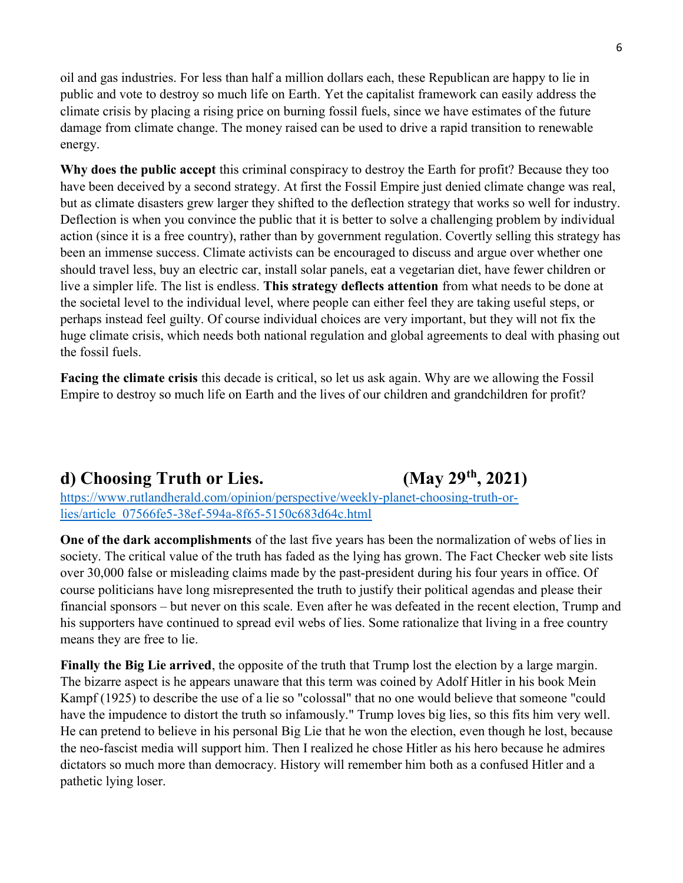oil and gas industries. For less than half a million dollars each, these Republican are happy to lie in public and vote to destroy so much life on Earth. Yet the capitalist framework can easily address the climate crisis by placing a rising price on burning fossil fuels, since we have estimates of the future damage from climate change. The money raised can be used to drive a rapid transition to renewable energy.

**Why does the public accept** this criminal conspiracy to destroy the Earth for profit? Because they too have been deceived by a second strategy. At first the Fossil Empire just denied climate change was real, but as climate disasters grew larger they shifted to the deflection strategy that works so well for industry. Deflection is when you convince the public that it is better to solve a challenging problem by individual action (since it is a free country), rather than by government regulation. Covertly selling this strategy has been an immense success. Climate activists can be encouraged to discuss and argue over whether one should travel less, buy an electric car, install solar panels, eat a vegetarian diet, have fewer children or live a simpler life. The list is endless. **This strategy deflects attention** from what needs to be done at the societal level to the individual level, where people can either feel they are taking useful steps, or perhaps instead feel guilty. Of course individual choices are very important, but they will not fix the huge climate crisis, which needs both national regulation and global agreements to deal with phasing out the fossil fuels.

**Facing the climate crisis** this decade is critical, so let us ask again. Why are we allowing the Fossil Empire to destroy so much life on Earth and the lives of our children and grandchildren for profit?

## d) Choosing Truth or Lies. (May 29th, 2021)

https://www.rutlandherald.com/opinion/perspective/weekly-planet-choosing-truth-or-lies/article_07566fe5-38ef-594a-8f65-5150c683d64c.html

**One of the dark accomplishments** of the last five years has been the normalization of webs of lies in society. The critical value of the truth has faded as the lying has grown. The Fact Checker web site lists over 30,000 false or misleading claims made by the past-president during his four years in office. Of course politicians have long misrepresented the truth to justify their political agendas and please their financial sponsors – but never on this scale. Even after he was defeated in the recent election, Trump and his supporters have continued to spread evil webs of lies. Some rationalize that living in a free country means they are free to lie.

**Finally the Big Lie arrived**, the opposite of the truth that Trump lost the election by a large margin. The bizarre aspect is he appears unaware that this term was coined by Adolf Hitler in his book Mein Kampf (1925) to describe the use of a lie so "colossal" that no one would believe that someone "could have the impudence to distort the truth so infamously." Trump loves big lies, so this fits him very well. He can pretend to believe in his personal Big Lie that he won the election, even though he lost, because the neo-fascist media will support him. Then I realized he chose Hitler as his hero because he admires dictators so much more than democracy. History will remember him both as a confused Hitler and a pathetic lying loser.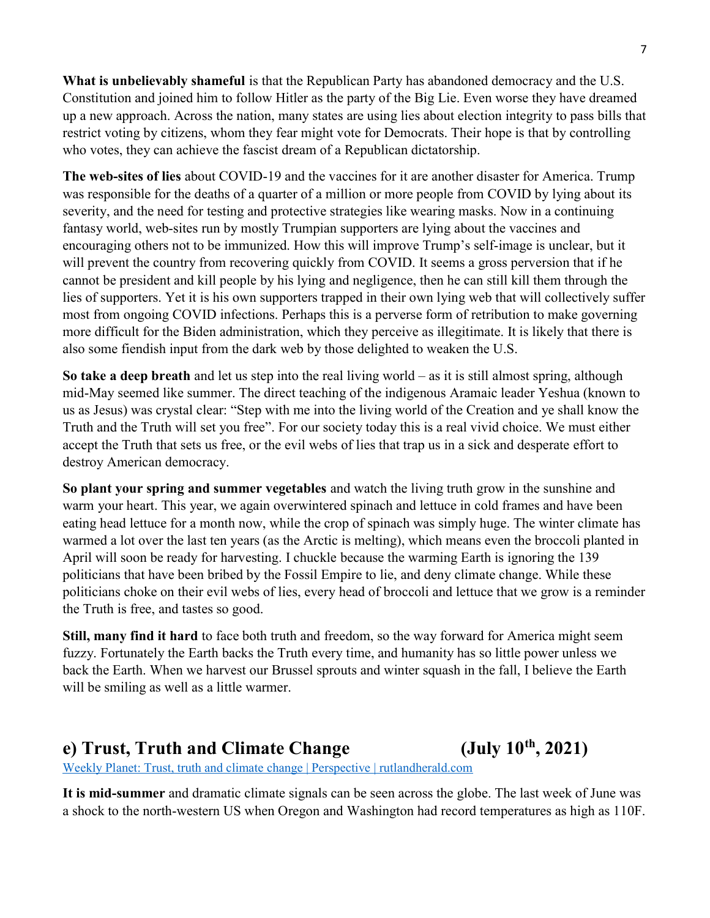**What is unbelievably shameful** is that the Republican Party has abandoned democracy and the U.S. Constitution and joined him to follow Hitler as the party of the Big Lie. Even worse they have dreamed up a new approach. Across the nation, many states are using lies about election integrity to pass bills that restrict voting by citizens, whom they fear might vote for Democrats. Their hope is that by controlling who votes, they can achieve the fascist dream of a Republican dictatorship.

**The web-sites of lies** about COVID-19 and the vaccines for it are another disaster for America. Trump was responsible for the deaths of a quarter of a million or more people from COVID by lying about its severity, and the need for testing and protective strategies like wearing masks. Now in a continuing fantasy world, web-sites run by mostly Trumpian supporters are lying about the vaccines and encouraging others not to be immunized. How this will improve Trump's self-image is unclear, but it will prevent the country from recovering quickly from COVID. It seems a gross perversion that if he cannot be president and kill people by his lying and negligence, then he can still kill them through the lies of supporters. Yet it is his own supporters trapped in their own lying web that will collectively suffer most from ongoing COVID infections. Perhaps this is a perverse form of retribution to make governing more difficult for the Biden administration, which they perceive as illegitimate. It is likely that there is also some fiendish input from the dark web by those delighted to weaken the U.S.

**So take a deep breath** and let us step into the real living world – as it is still almost spring, although mid-May seemed like summer. The direct teaching of the indigenous Aramaic leader Yeshua (known to us as Jesus) was crystal clear: "Step with me into the living world of the Creation and ye shall know the Truth and the Truth will set you free". For our society today this is a real vivid choice. We must either accept the Truth that sets us free, or the evil webs of lies that trap us in a sick and desperate effort to destroy American democracy.

**So plant your spring and summer vegetables** and watch the living truth grow in the sunshine and warm your heart. This year, we again overwintered spinach and lettuce in cold frames and have been eating head lettuce for a month now, while the crop of spinach was simply huge. The winter climate has warmed a lot over the last ten years (as the Arctic is melting), which means even the broccoli planted in April will soon be ready for harvesting. I chuckle because the warming Earth is ignoring the 139 politicians that have been bribed by the Fossil Empire to lie, and deny climate change. While these politicians choke on their evil webs of lies, every head of broccoli and lettuce that we grow is a reminder the Truth is free, and tastes so good.

**Still, many find it hard** to face both truth and freedom, so the way forward for America might seem fuzzy. Fortunately the Earth backs the Truth every time, and humanity has so little power unless we back the Earth. When we harvest our Brussel sprouts and winter squash in the fall, I believe the Earth will be smiling as well as a little warmer.

## e) Trust, Truth and Climate Change (July 10th, 2021)

[Weekly Planet: Trust, truth and climate change | Perspective | rutlandherald.com]

**It is mid-summer** and dramatic climate signals can be seen across the globe. The last week of June was a shock to the north-western US when Oregon and Washington had record temperatures as high as 110F.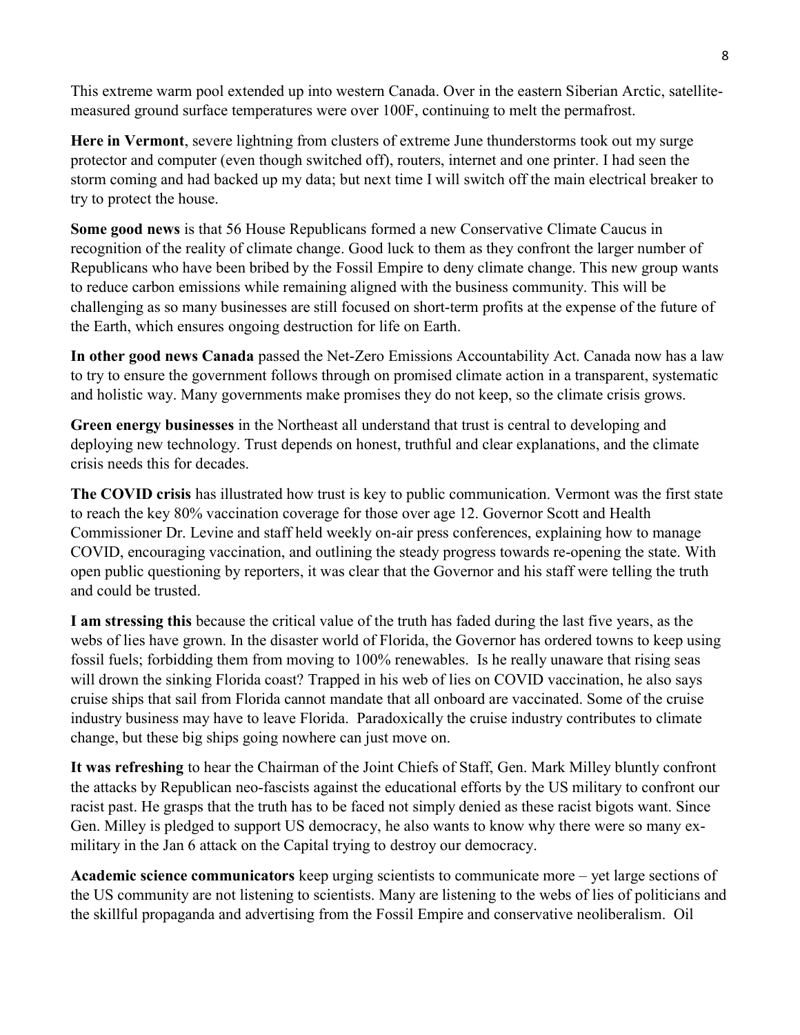This extreme warm pool extended up into western Canada. Over in the eastern Siberian Arctic, satellite-measured ground surface temperatures were over 100F, continuing to melt the permafrost.

**Here in Vermont**, severe lightning from clusters of extreme June thunderstorms took out my surge protector and computer (even though switched off), routers, internet and one printer. I had seen the storm coming and had backed up my data; but next time I will switch off the main electrical breaker to try to protect the house.

**Some good news** is that 56 House Republicans formed a new Conservative Climate Caucus in recognition of the reality of climate change. Good luck to them as they confront the larger number of Republicans who have been bribed by the Fossil Empire to deny climate change. This new group wants to reduce carbon emissions while remaining aligned with the business community. This will be challenging as so many businesses are still focused on short-term profits at the expense of the future of the Earth, which ensures ongoing destruction for life on Earth.

**In other good news Canada** passed the Net-Zero Emissions Accountability Act. Canada now has a law to try to ensure the government follows through on promised climate action in a transparent, systematic and holistic way. Many governments make promises they do not keep, so the climate crisis grows.

**Green energy businesses** in the Northeast all understand that trust is central to developing and deploying new technology. Trust depends on honest, truthful and clear explanations, and the climate crisis needs this for decades.

**The COVID crisis** has illustrated how trust is key to public communication. Vermont was the first state to reach the key 80% vaccination coverage for those over age 12. Governor Scott and Health Commissioner Dr. Levine and staff held weekly on-air press conferences, explaining how to manage COVID, encouraging vaccination, and outlining the steady progress towards re-opening the state. With open public questioning by reporters, it was clear that the Governor and his staff were telling the truth and could be trusted.

**I am stressing this** because the critical value of the truth has faded during the last five years, as the webs of lies have grown. In the disaster world of Florida, the Governor has ordered towns to keep using fossil fuels; forbidding them from moving to 100% renewables. Is he really unaware that rising seas will drown the sinking Florida coast? Trapped in his web of lies on COVID vaccination, he also says cruise ships that sail from Florida cannot mandate that all onboard are vaccinated. Some of the cruise industry business may have to leave Florida. Paradoxically the cruise industry contributes to climate change, but these big ships going nowhere can just move on.

**It was refreshing** to hear the Chairman of the Joint Chiefs of Staff, Gen. Mark Milley bluntly confront the attacks by Republican neo-fascists against the educational efforts by the US military to confront our racist past. He grasps that the truth has to be faced not simply denied as these racist bigots want. Since Gen. Milley is pledged to support US democracy, he also wants to know why there were so many ex-military in the Jan 6 attack on the Capital trying to destroy our democracy.

**Academic science communicators** keep urging scientists to communicate more – yet large sections of the US community are not listening to scientists. Many are listening to the webs of lies of politicians and the skillful propaganda and advertising from the Fossil Empire and conservative neoliberalism. Oil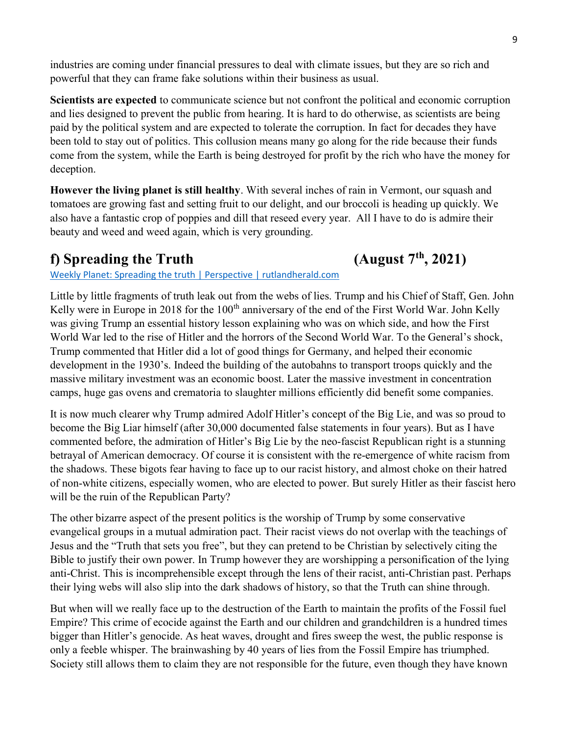industries are coming under financial pressures to deal with climate issues, but they are so rich and powerful that they can frame fake solutions within their business as usual.

**Scientists are expected** to communicate science but not confront the political and economic corruption and lies designed to prevent the public from hearing. It is hard to do otherwise, as scientists are being paid by the political system and are expected to tolerate the corruption. In fact for decades they have been told to stay out of politics. This collusion means many go along for the ride because their funds come from the system, while the Earth is being destroyed for profit by the rich who have the money for deception.

**However the living planet is still healthy**. With several inches of rain in Vermont, our squash and tomatoes are growing fast and setting fruit to our delight, and our broccoli is heading up quickly. We also have a fantastic crop of poppies and dill that reseed every year. All I have to do is admire their beauty and weed and weed again, which is very grounding.

## f) Spreading the Truth (August 7th, 2021)

[Weekly Planet: Spreading the truth | Perspective | rutlandherald.com]

Little by little fragments of truth leak out from the webs of lies. Trump and his Chief of Staff, Gen. John Kelly were in Europe in 2018 for the 100th anniversary of the end of the First World War. John Kelly was giving Trump an essential history lesson explaining who was on which side, and how the First World War led to the rise of Hitler and the horrors of the Second World War. To the General's shock, Trump commented that Hitler did a lot of good things for Germany, and helped their economic development in the 1930's. Indeed the building of the autobahns to transport troops quickly and the massive military investment was an economic boost. Later the massive investment in concentration camps, huge gas ovens and crematoria to slaughter millions efficiently did benefit some companies.

It is now much clearer why Trump admired Adolf Hitler's concept of the Big Lie, and was so proud to become the Big Liar himself (after 30,000 documented false statements in four years). But as I have commented before, the admiration of Hitler's Big Lie by the neo-fascist Republican right is a stunning betrayal of American democracy. Of course it is consistent with the re-emergence of white racism from the shadows. These bigots fear having to face up to our racist history, and almost choke on their hatred of non-white citizens, especially women, who are elected to power. But surely Hitler as their fascist hero will be the ruin of the Republican Party?

The other bizarre aspect of the present politics is the worship of Trump by some conservative evangelical groups in a mutual admiration pact. Their racist views do not overlap with the teachings of Jesus and the "Truth that sets you free", but they can pretend to be Christian by selectively citing the Bible to justify their own power. In Trump however they are worshipping a personification of the lying anti-Christ. This is incomprehensible except through the lens of their racist, anti-Christian past. Perhaps their lying webs will also slip into the dark shadows of history, so that the Truth can shine through.

But when will we really face up to the destruction of the Earth to maintain the profits of the Fossil fuel Empire? This crime of ecocide against the Earth and our children and grandchildren is a hundred times bigger than Hitler's genocide. As heat waves, drought and fires sweep the west, the public response is only a feeble whisper. The brainwashing by 40 years of lies from the Fossil Empire has triumphed. Society still allows them to claim they are not responsible for the future, even though they have known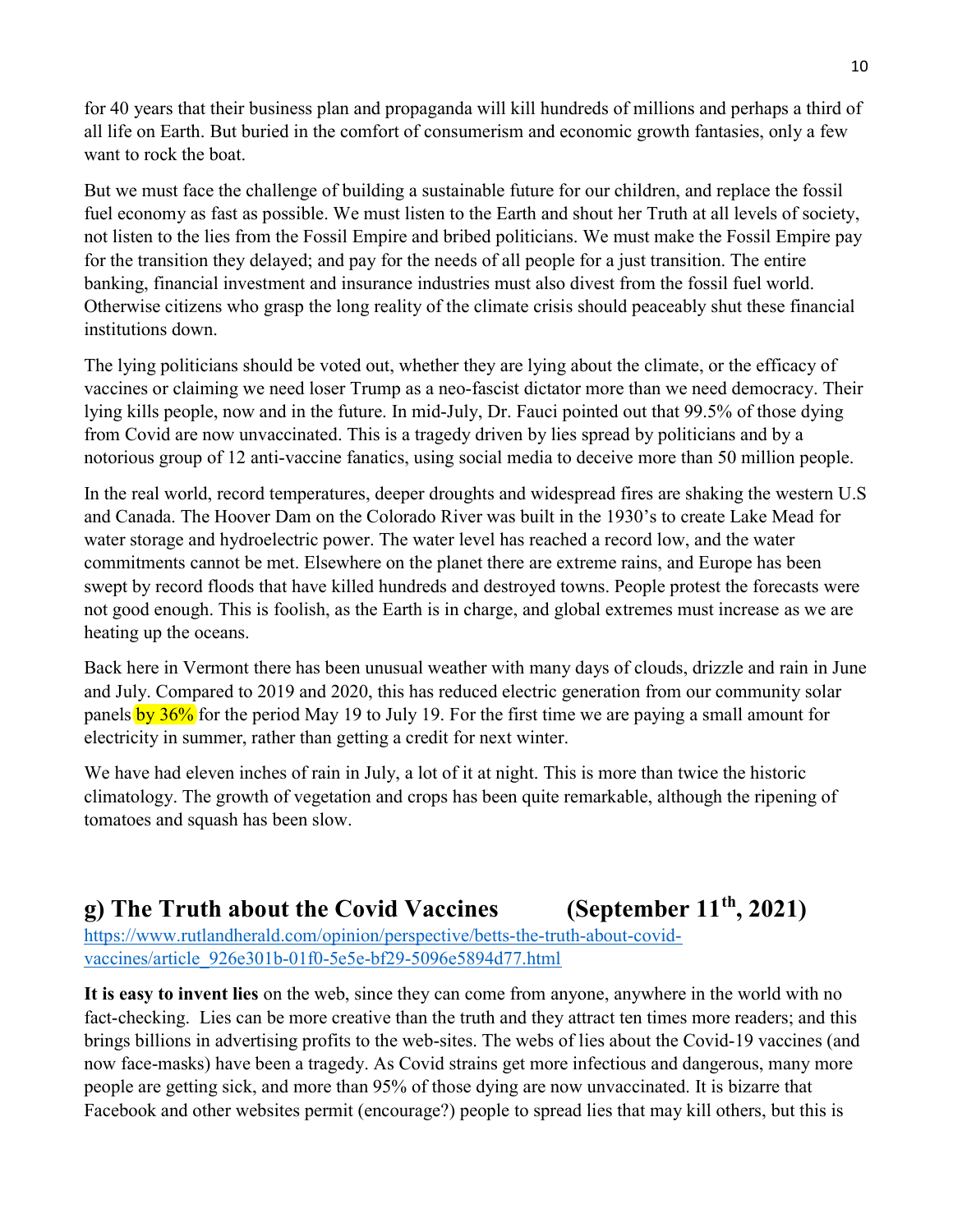for 40 years that their business plan and propaganda will kill hundreds of millions and perhaps a third of all life on Earth. But buried in the comfort of consumerism and economic growth fantasies, only a few want to rock the boat.

But we must face the challenge of building a sustainable future for our children, and replace the fossil fuel economy as fast as possible. We must listen to the Earth and shout her Truth at all levels of society, not listen to the lies from the Fossil Empire and bribed politicians. We must make the Fossil Empire pay for the transition they delayed; and pay for the needs of all people for a just transition. The entire banking, financial investment and insurance industries must also divest from the fossil fuel world. Otherwise citizens who grasp the long reality of the climate crisis should peaceably shut these financial institutions down.

The lying politicians should be voted out, whether they are lying about the climate, or the efficacy of vaccines or claiming we need loser Trump as a neo-fascist dictator more than we need democracy. Their lying kills people, now and in the future. In mid-July, Dr. Fauci pointed out that 99.5% of those dying from Covid are now unvaccinated. This is a tragedy driven by lies spread by politicians and by a notorious group of 12 anti-vaccine fanatics, using social media to deceive more than 50 million people.

In the real world, record temperatures, deeper droughts and widespread fires are shaking the western U.S and Canada. The Hoover Dam on the Colorado River was built in the 1930's to create Lake Mead for water storage and hydroelectric power. The water level has reached a record low, and the water commitments cannot be met. Elsewhere on the planet there are extreme rains, and Europe has been swept by record floods that have killed hundreds and destroyed towns. People protest the forecasts were not good enough. This is foolish, as the Earth is in charge, and global extremes must increase as we are heating up the oceans.

Back here in Vermont there has been unusual weather with many days of clouds, drizzle and rain in June and July. Compared to 2019 and 2020, this has reduced electric generation from our community solar panels by 36% for the period May 19 to July 19. For the first time we are paying a small amount for electricity in summer, rather than getting a credit for next winter.

We have had eleven inches of rain in July, a lot of it at night. This is more than twice the historic climatology. The growth of vegetation and crops has been quite remarkable, although the ripening of tomatoes and squash has been slow.

## g) The Truth about the Covid Vaccines (September 11th, 2021)

https://www.rutlandherald.com/opinion/perspective/betts-the-truth-about-covid-vaccines/article_926e301b-01f0-5e5e-bf29-5096e5894d77.html

**It is easy to invent lies** on the web, since they can come from anyone, anywhere in the world with no fact-checking. Lies can be more creative than the truth and they attract ten times more readers; and this brings billions in advertising profits to the web-sites. The webs of lies about the Covid-19 vaccines (and now face-masks) have been a tragedy. As Covid strains get more infectious and dangerous, many more people are getting sick, and more than 95% of those dying are now unvaccinated. It is bizarre that Facebook and other websites permit (encourage?) people to spread lies that may kill others, but this is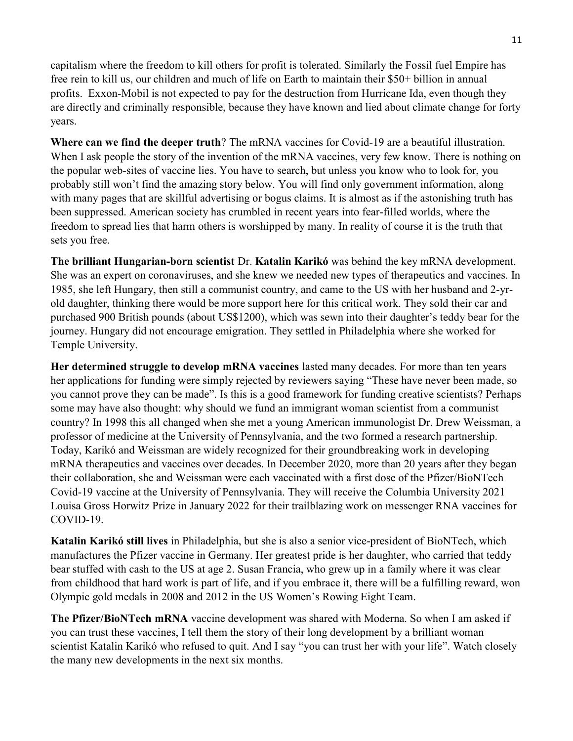capitalism where the freedom to kill others for profit is tolerated. Similarly the Fossil fuel Empire has free rein to kill us, our children and much of life on Earth to maintain their $50+ billion in annual profits. Exxon-Mobil is not expected to pay for the destruction from Hurricane Ida, even though they are directly and criminally responsible, because they have known and lied about climate change for forty years.

**Where can we find the deeper truth**? The mRNA vaccines for Covid-19 are a beautiful illustration. When I ask people the story of the invention of the mRNA vaccines, very few know. There is nothing on the popular web-sites of vaccine lies. You have to search, but unless you know who to look for, you probably still won't find the amazing story below. You will find only government information, along with many pages that are skillful advertising or bogus claims. It is almost as if the astonishing truth has been suppressed. American society has crumbled in recent years into fear-filled worlds, where the freedom to spread lies that harm others is worshipped by many. In reality of course it is the truth that sets you free.

**The brilliant Hungarian-born scientist** Dr. **Katalin Karikó** was behind the key mRNA development. She was an expert on coronaviruses, and she knew we needed new types of therapeutics and vaccines. In 1985, she left Hungary, then still a communist country, and came to the US with her husband and 2-yr-old daughter, thinking there would be more support here for this critical work. They sold their car and purchased 900 British pounds (about US$1200), which was sewn into their daughter's teddy bear for the journey. Hungary did not encourage emigration. They settled in Philadelphia where she worked for Temple University.

**Her determined struggle to develop mRNA vaccines** lasted many decades. For more than ten years her applications for funding were simply rejected by reviewers saying "These have never been made, so you cannot prove they can be made". Is this is a good framework for funding creative scientists? Perhaps some may have also thought: why should we fund an immigrant woman scientist from a communist country? In 1998 this all changed when she met a young American immunologist Dr. Drew Weissman, a professor of medicine at the University of Pennsylvania, and the two formed a research partnership. Today, Karikó and Weissman are widely recognized for their groundbreaking work in developing mRNA therapeutics and vaccines over decades. In December 2020, more than 20 years after they began their collaboration, she and Weissman were each vaccinated with a first dose of the Pfizer/BioNTech Covid-19 vaccine at the University of Pennsylvania. They will receive the Columbia University 2021 Louisa Gross Horwitz Prize in January 2022 for their trailblazing work on messenger RNA vaccines for COVID-19.

**Katalin Karikó still lives** in Philadelphia, but she is also a senior vice-president of BioNTech, which manufactures the Pfizer vaccine in Germany. Her greatest pride is her daughter, who carried that teddy bear stuffed with cash to the US at age 2. Susan Francia, who grew up in a family where it was clear from childhood that hard work is part of life, and if you embrace it, there will be a fulfilling reward, won Olympic gold medals in 2008 and 2012 in the US Women's Rowing Eight Team.

**The Pfizer/BioNTech mRNA** vaccine development was shared with Moderna. So when I am asked if you can trust these vaccines, I tell them the story of their long development by a brilliant woman scientist Katalin Karikó who refused to quit. And I say "you can trust her with your life". Watch closely the many new developments in the next six months.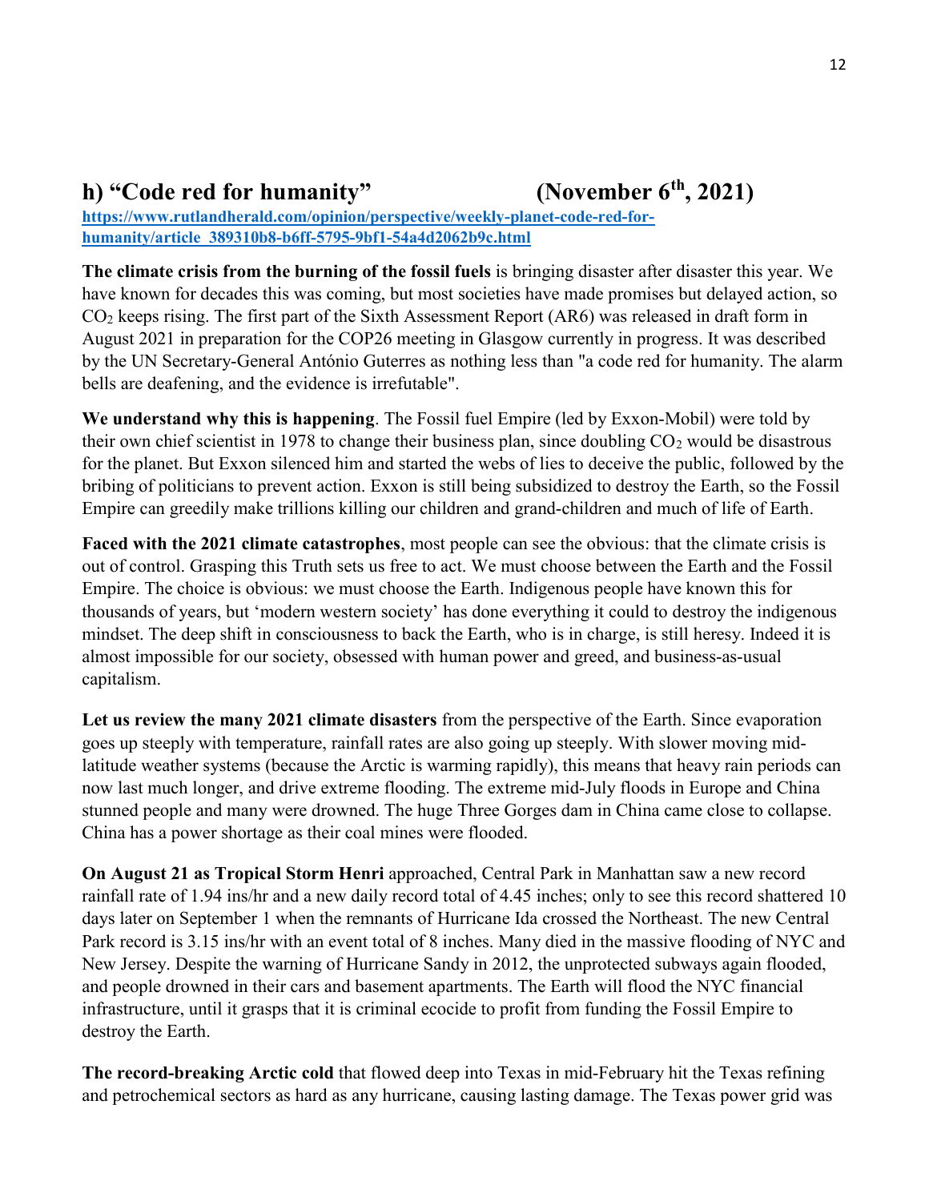## h) "Code red for humanity" (November 6th, 2021)

https://www.rutlandherald.com/opinion/perspective/weekly-planet-code-red-for-humanity/article_389310b8-b6ff-5795-9bf1-54a4d2062b9c.html

**The climate crisis from the burning of the fossil fuels** is bringing disaster after disaster this year. We have known for decades this was coming, but most societies have made promises but delayed action, so $CO_2$ keeps rising. The first part of the Sixth Assessment Report (AR6) was released in draft form in August 2021 in preparation for the COP26 meeting in Glasgow currently in progress. It was described by the UN Secretary-General António Guterres as nothing less than "a code red for humanity. The alarm bells are deafening, and the evidence is irrefutable".

**We understand why this is happening**. The Fossil fuel Empire (led by Exxon-Mobil) were told by their own chief scientist in 1978 to change their business plan, since doubling $CO_2$ would be disastrous for the planet. But Exxon silenced him and started the webs of lies to deceive the public, followed by the bribing of politicians to prevent action. Exxon is still being subsidized to destroy the Earth, so the Fossil Empire can greedily make trillions killing our children and grand-children and much of life of Earth.

**Faced with the 2021 climate catastrophes**, most people can see the obvious: that the climate crisis is out of control. Grasping this Truth sets us free to act. We must choose between the Earth and the Fossil Empire. The choice is obvious: we must choose the Earth. Indigenous people have known this for thousands of years, but 'modern western society' has done everything it could to destroy the indigenous mindset. The deep shift in consciousness to back the Earth, who is in charge, is still heresy. Indeed it is almost impossible for our society, obsessed with human power and greed, and business-as-usual capitalism.

**Let us review the many 2021 climate disasters** from the perspective of the Earth. Since evaporation goes up steeply with temperature, rainfall rates are also going up steeply. With slower moving mid-latitude weather systems (because the Arctic is warming rapidly), this means that heavy rain periods can now last much longer, and drive extreme flooding. The extreme mid-July floods in Europe and China stunned people and many were drowned. The huge Three Gorges dam in China came close to collapse. China has a power shortage as their coal mines were flooded.

**On August 21 as Tropical Storm Henri** approached, Central Park in Manhattan saw a new record rainfall rate of 1.94 ins/hr and a new daily record total of 4.45 inches; only to see this record shattered 10 days later on September 1 when the remnants of Hurricane Ida crossed the Northeast. The new Central Park record is 3.15 ins/hr with an event total of 8 inches. Many died in the massive flooding of NYC and New Jersey. Despite the warning of Hurricane Sandy in 2012, the unprotected subways again flooded, and people drowned in their cars and basement apartments. The Earth will flood the NYC financial infrastructure, until it grasps that it is criminal ecocide to profit from funding the Fossil Empire to destroy the Earth.

**The record-breaking Arctic cold** that flowed deep into Texas in mid-February hit the Texas refining and petrochemical sectors as hard as any hurricane, causing lasting damage. The Texas power grid was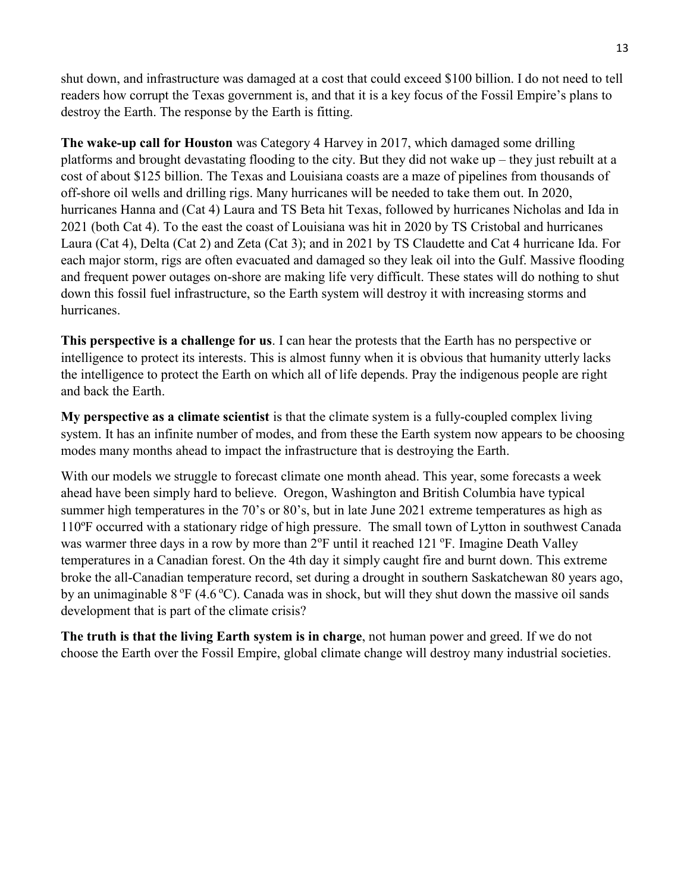shut down, and infrastructure was damaged at a cost that could exceed $100 billion. I do not need to tell readers how corrupt the Texas government is, and that it is a key focus of the Fossil Empire's plans to destroy the Earth. The response by the Earth is fitting.

**The wake-up call for Houston** was Category 4 Harvey in 2017, which damaged some drilling platforms and brought devastating flooding to the city. But they did not wake up – they just rebuilt at a cost of about $125 billion. The Texas and Louisiana coasts are a maze of pipelines from thousands of off-shore oil wells and drilling rigs. Many hurricanes will be needed to take them out. In 2020, hurricanes Hanna and (Cat 4) Laura and TS Beta hit Texas, followed by hurricanes Nicholas and Ida in 2021 (both Cat 4). To the east the coast of Louisiana was hit in 2020 by TS Cristobal and hurricanes Laura (Cat 4), Delta (Cat 2) and Zeta (Cat 3); and in 2021 by TS Claudette and Cat 4 hurricane Ida. For each major storm, rigs are often evacuated and damaged so they leak oil into the Gulf. Massive flooding and frequent power outages on-shore are making life very difficult. These states will do nothing to shut down this fossil fuel infrastructure, so the Earth system will destroy it with increasing storms and hurricanes.

**This perspective is a challenge for us**. I can hear the protests that the Earth has no perspective or intelligence to protect its interests. This is almost funny when it is obvious that humanity utterly lacks the intelligence to protect the Earth on which all of life depends. Pray the indigenous people are right and back the Earth.

**My perspective as a climate scientist** is that the climate system is a fully-coupled complex living system. It has an infinite number of modes, and from these the Earth system now appears to be choosing modes many months ahead to impact the infrastructure that is destroying the Earth.

With our models we struggle to forecast climate one month ahead. This year, some forecasts a week ahead have been simply hard to believe. Oregon, Washington and British Columbia have typical summer high temperatures in the 70's or 80's, but in late June 2021 extreme temperatures as high as 110ºF occurred with a stationary ridge of high pressure. The small town of Lytton in southwest Canada was warmer three days in a row by more than 2ºF until it reached 121 ºF. Imagine Death Valley temperatures in a Canadian forest. On the 4th day it simply caught fire and burnt down. This extreme broke the all-Canadian temperature record, set during a drought in southern Saskatchewan 80 years ago, by an unimaginable 8 ºF (4.6 ºC). Canada was in shock, but will they shut down the massive oil sands development that is part of the climate crisis?

**The truth is that the living Earth system is in charge**, not human power and greed. If we do not choose the Earth over the Fossil Empire, global climate change will destroy many industrial societies.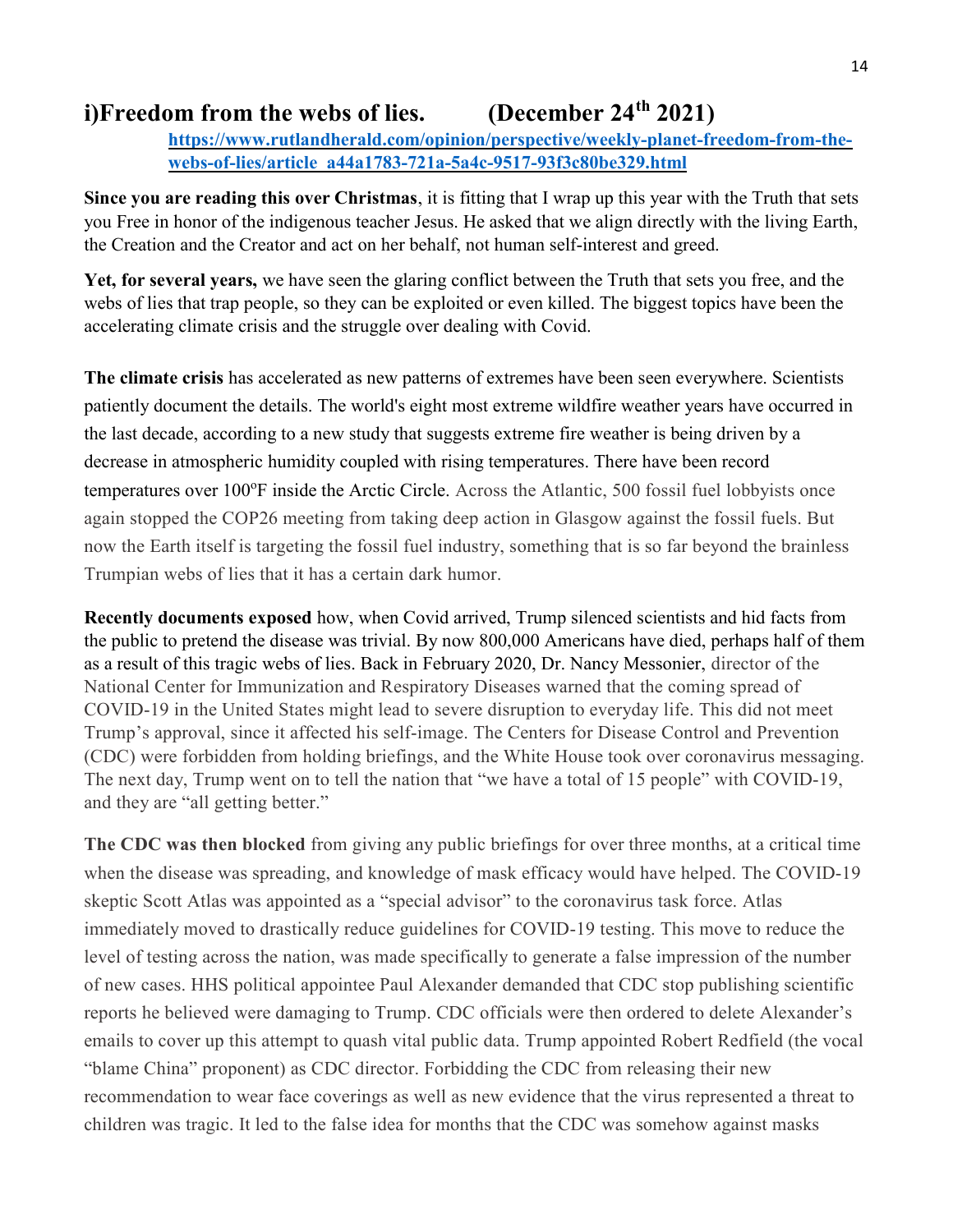# i)Freedom from the webs of lies. (December 24th 2021)

**https://www.rutlandherald.com/opinion/perspective/weekly-planet-freedom-from-the-webs-of-lies/article_a44a1783-721a-5a4c-9517-93f3c80be329.html**

**Since you are reading this over Christmas**, it is fitting that I wrap up this year with the Truth that sets you Free in honor of the indigenous teacher Jesus. He asked that we align directly with the living Earth, the Creation and the Creator and act on her behalf, not human self-interest and greed.

**Yet, for several years,** we have seen the glaring conflict between the Truth that sets you free, and the webs of lies that trap people, so they can be exploited or even killed. The biggest topics have been the accelerating climate crisis and the struggle over dealing with Covid.

**The climate crisis** has accelerated as new patterns of extremes have been seen everywhere. Scientists patiently document the details. The world's eight most extreme wildfire weather years have occurred in the last decade, according to a new study that suggests extreme fire weather is being driven by a decrease in atmospheric humidity coupled with rising temperatures. There have been record temperatures over 100°F inside the Arctic Circle. Across the Atlantic, 500 fossil fuel lobbyists once again stopped the COP26 meeting from taking deep action in Glasgow against the fossil fuels. But now the Earth itself is targeting the fossil fuel industry, something that is so far beyond the brainless Trumpian webs of lies that it has a certain dark humor.

**Recently documents exposed** how, when Covid arrived, Trump silenced scientists and hid facts from the public to pretend the disease was trivial. By now 800,000 Americans have died, perhaps half of them as a result of this tragic webs of lies. Back in February 2020, Dr. Nancy Messonier, director of the National Center for Immunization and Respiratory Diseases warned that the coming spread of COVID-19 in the United States might lead to severe disruption to everyday life. This did not meet Trump's approval, since it affected his self-image. The Centers for Disease Control and Prevention (CDC) were forbidden from holding briefings, and the White House took over coronavirus messaging. The next day, Trump went on to tell the nation that "we have a total of 15 people" with COVID-19, and they are "all getting better."

**The CDC was then blocked** from giving any public briefings for over three months, at a critical time when the disease was spreading, and knowledge of mask efficacy would have helped. The COVID-19 skeptic Scott Atlas was appointed as a "special advisor" to the coronavirus task force. Atlas immediately moved to drastically reduce guidelines for COVID-19 testing. This move to reduce the level of testing across the nation, was made specifically to generate a false impression of the number of new cases. HHS political appointee Paul Alexander demanded that CDC stop publishing scientific reports he believed were damaging to Trump. CDC officials were then ordered to delete Alexander's emails to cover up this attempt to quash vital public data. Trump appointed Robert Redfield (the vocal "blame China" proponent) as CDC director. Forbidding the CDC from releasing their new recommendation to wear face coverings as well as new evidence that the virus represented a threat to children was tragic. It led to the false idea for months that the CDC was somehow against masks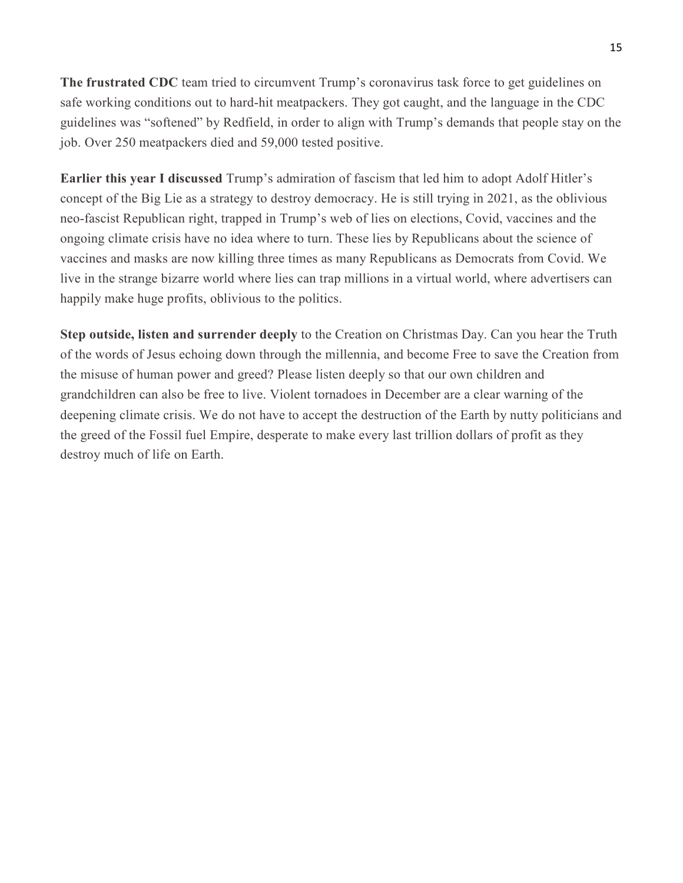**The frustrated CDC** team tried to circumvent Trump's coronavirus task force to get guidelines on safe working conditions out to hard-hit meatpackers. They got caught, and the language in the CDC guidelines was "softened" by Redfield, in order to align with Trump's demands that people stay on the job. Over 250 meatpackers died and 59,000 tested positive.

**Earlier this year I discussed** Trump's admiration of fascism that led him to adopt Adolf Hitler's concept of the Big Lie as a strategy to destroy democracy. He is still trying in 2021, as the oblivious neo-fascist Republican right, trapped in Trump's web of lies on elections, Covid, vaccines and the ongoing climate crisis have no idea where to turn. These lies by Republicans about the science of vaccines and masks are now killing three times as many Republicans as Democrats from Covid. We live in the strange bizarre world where lies can trap millions in a virtual world, where advertisers can happily make huge profits, oblivious to the politics.

**Step outside, listen and surrender deeply** to the Creation on Christmas Day. Can you hear the Truth of the words of Jesus echoing down through the millennia, and become Free to save the Creation from the misuse of human power and greed? Please listen deeply so that our own children and grandchildren can also be free to live. Violent tornadoes in December are a clear warning of the deepening climate crisis. We do not have to accept the destruction of the Earth by nutty politicians and the greed of the Fossil fuel Empire, desperate to make every last trillion dollars of profit as they destroy much of life on Earth.